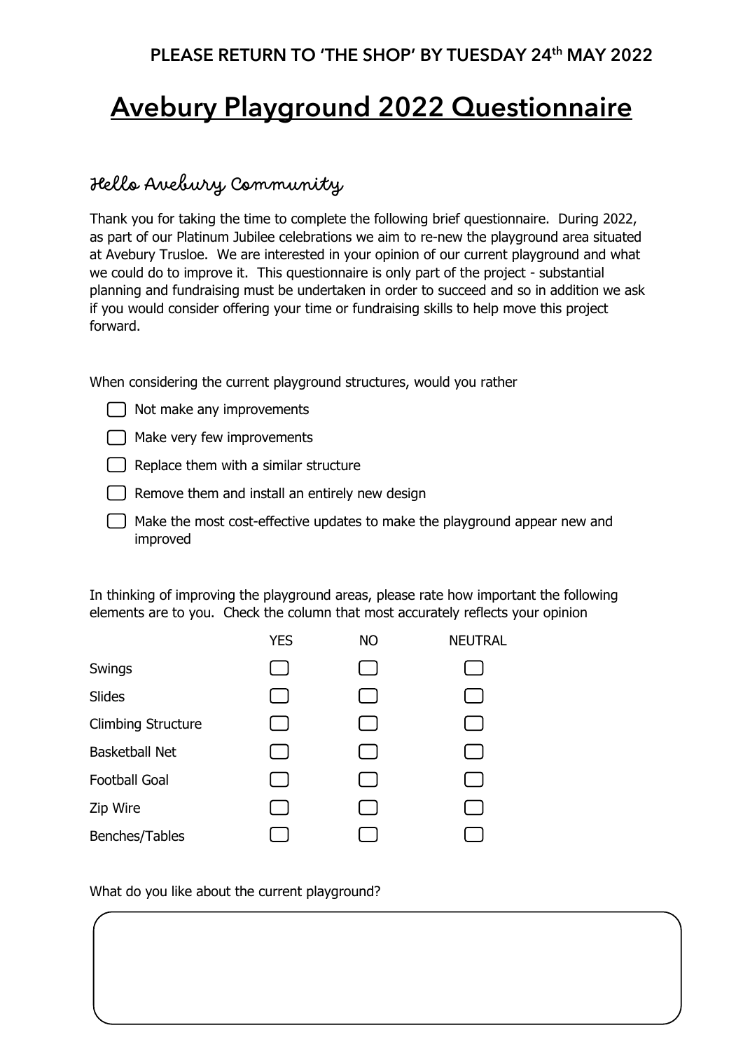**PLEASE RETURN TO 'THE SHOP' BY TUESDAY 24th MAY 2022**

# Avebury Playground 2022 Questionnaire

## Hello Avebury Community

Thank you for taking the time to complete the following brief questionnaire. During 2022, as part of our Platinum Jubilee celebrations we aim to re-new the playground area situated at Avebury Trusloe. We are interested in your opinion of our current playground and what we could do to improve it. This questionnaire is only part of the project - substantial planning and fundraising must be undertaken in order to succeed and so in addition we ask if you would consider offering your time or fundraising skills to help move this project forward.

When considering the current playground structures, would you rather

- ☐ Not make any improvements
- ☐ Make very few improvements
- ☐ Replace them with a similar structure
- ☐ Remove them and install an entirely new design
- ☐ Make the most cost-effective updates to make the playground appear new and improved

In thinking of improving the playground areas, please rate how important the following elements are to you. Check the column that most accurately reflects your opinion

| | YES | NO | NEUTRAL |
|---|---|---|---|
| Swings | ☐ | ☐ | ☐ |
| Slides | ☐ | ☐ | ☐ |
| Climbing Structure | ☐ | ☐ | ☐ |
| Basketball Net | ☐ | ☐ | ☐ |
| Football Goal | ☐ | ☐ | ☐ |
| Zip Wire | ☐ | ☐ | ☐ |
| Benches/Tables | ☐ | ☐ | ☐ |

What do you like about the current playground?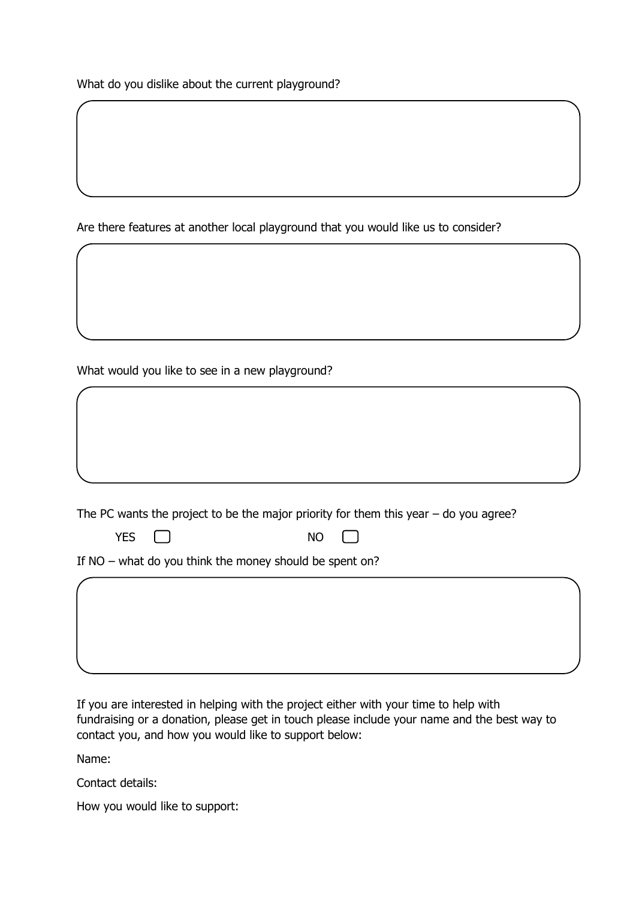What do you dislike about the current playground?

Are there features at another local playground that you would like us to consider?

What would you like to see in a new playground?

The PC wants the project to be the major priority for them this year – do you agree?

YES ☐ NO ☐

If NO – what do you think the money should be spent on?

If you are interested in helping with the project either with your time to help with fundraising or a donation, please get in touch please include your name and the best way to contact you, and how you would like to support below:

Name:

Contact details:

How you would like to support: